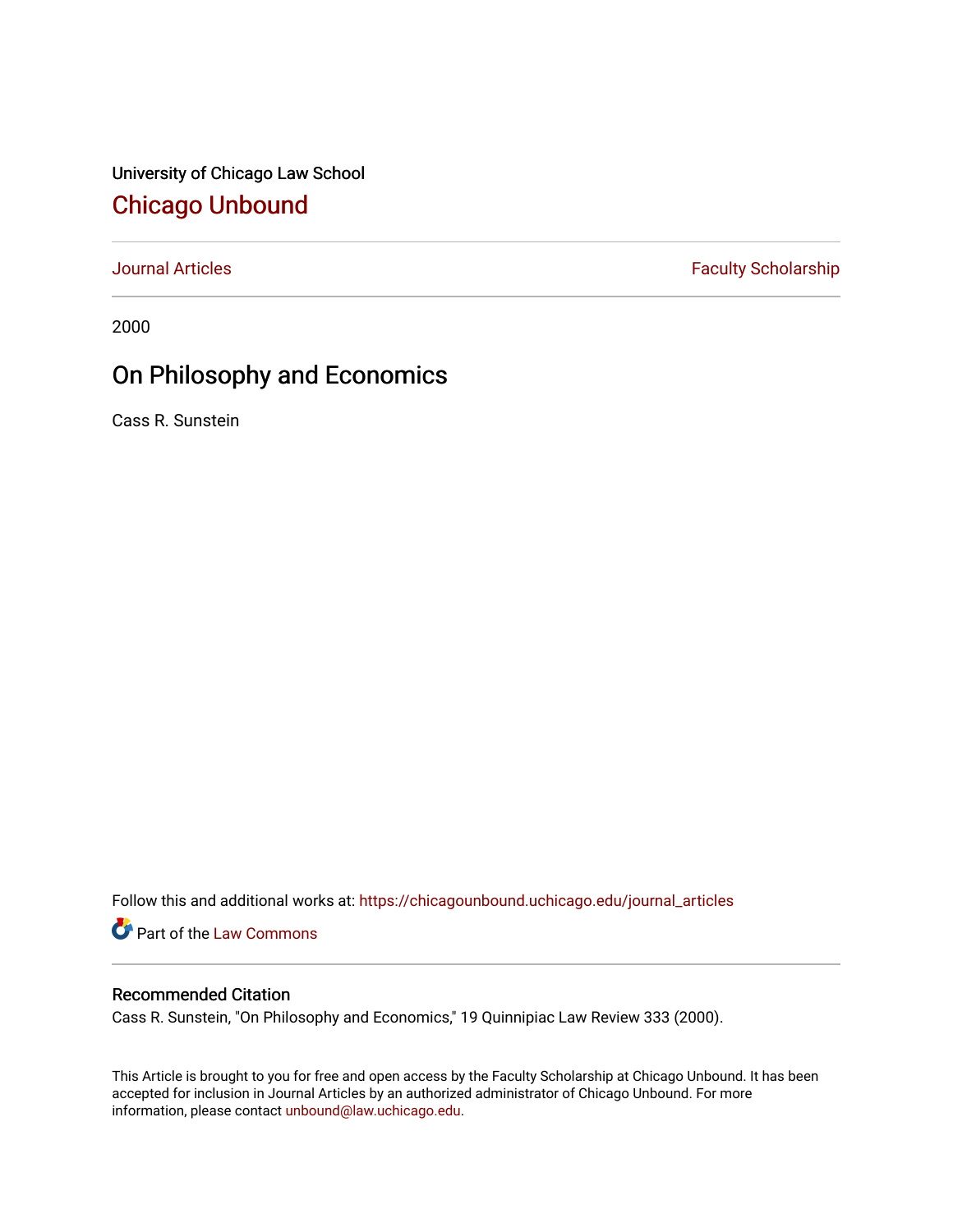University of Chicago Law School

# Chicago Unbound

Journal Articles | Faculty Scholarship

2000

## On Philosophy and Economics

Cass R. Sunstein

Follow this and additional works at: https://chicagounbound.uchicago.edu/journal_articles

Part of the Law Commons

### Recommended Citation

Cass R. Sunstein, "On Philosophy and Economics," 19 Quinnipiac Law Review 333 (2000).

This Article is brought to you for free and open access by the Faculty Scholarship at Chicago Unbound. It has been accepted for inclusion in Journal Articles by an authorized administrator of Chicago Unbound. For more information, please contact unbound@law.uchicago.edu.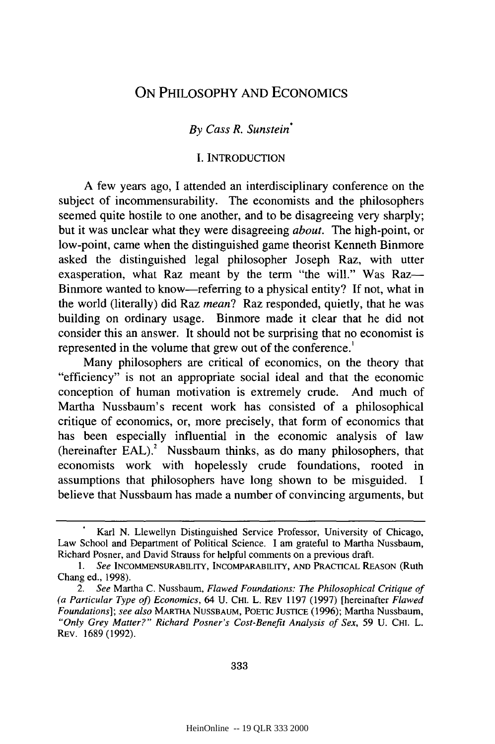# ON PHILOSOPHY AND ECONOMICS

*By Cass R. Sunstein*[*]

## I. INTRODUCTION

A few years ago, I attended an interdisciplinary conference on the subject of incommensurability. The economists and the philosophers seemed quite hostile to one another, and to be disagreeing very sharply; but it was unclear what they were disagreeing *about*. The high-point, or low-point, came when the distinguished game theorist Kenneth Binmore asked the distinguished legal philosopher Joseph Raz, with utter exasperation, what Raz meant by the term "the will." Was Raz—Binmore wanted to know—referring to a physical entity? If not, what in the world (literally) did Raz *mean*? Raz responded, quietly, that he was building on ordinary usage. Binmore made it clear that he did not consider this an answer. It should not be surprising that no economist is represented in the volume that grew out of the conference.[1]

Many philosophers are critical of economics, on the theory that "efficiency" is not an appropriate social ideal and that the economic conception of human motivation is extremely crude. And much of Martha Nussbaum's recent work has consisted of a philosophical critique of economics, or, more precisely, that form of economics that has been especially influential in the economic analysis of law (hereinafter EAL).[2] Nussbaum thinks, as do many philosophers, that economists work with hopelessly crude foundations, rooted in assumptions that philosophers have long shown to be misguided. I believe that Nussbaum has made a number of convincing arguments, but

---

[*] Karl N. Llewellyn Distinguished Service Professor, University of Chicago, Law School and Department of Political Science. I am grateful to Martha Nussbaum, Richard Posner, and David Strauss for helpful comments on a previous draft.

1. *See* INCOMMENSURABILITY, INCOMPARABILITY, AND PRACTICAL REASON (Ruth Chang ed., 1998).

2. *See* Martha C. Nussbaum, *Flawed Foundations: The Philosophical Critique of (a Particular Type of) Economics*, 64 U. CHI. L. REV 1197 (1997) [hereinafter *Flawed Foundations*]; *see also* MARTHA NUSSBAUM, POETIC JUSTICE (1996); Martha Nussbaum, *"Only Grey Matter?" Richard Posner's Cost-Benefit Analysis of Sex*, 59 U. CHI. L. REV. 1689 (1992).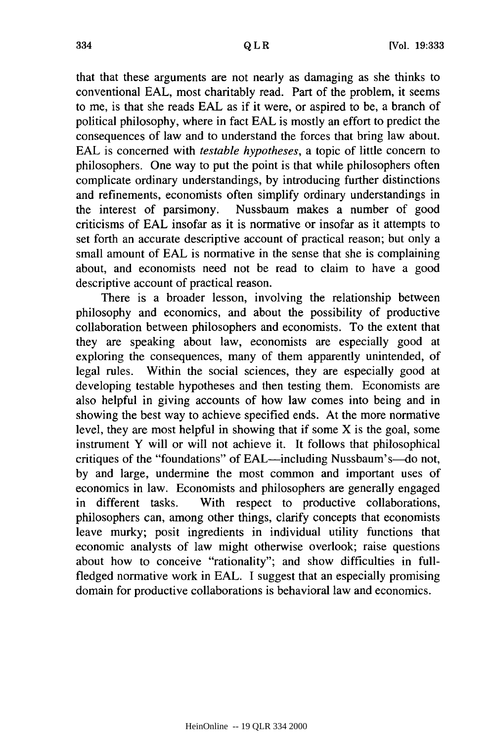that that these arguments are not nearly as damaging as she thinks to conventional EAL, most charitably read. Part of the problem, it seems to me, is that she reads EAL as if it were, or aspired to be, a branch of political philosophy, where in fact EAL is mostly an effort to predict the consequences of law and to understand the forces that bring law about. EAL is concerned with *testable hypotheses*, a topic of little concern to philosophers. One way to put the point is that while philosophers often complicate ordinary understandings, by introducing further distinctions and refinements, economists often simplify ordinary understandings in the interest of parsimony. Nussbaum makes a number of good criticisms of EAL insofar as it is normative or insofar as it attempts to set forth an accurate descriptive account of practical reason; but only a small amount of EAL is normative in the sense that she is complaining about, and economists need not be read to claim to have a good descriptive account of practical reason.

There is a broader lesson, involving the relationship between philosophy and economics, and about the possibility of productive collaboration between philosophers and economists. To the extent that they are speaking about law, economists are especially good at exploring the consequences, many of them apparently unintended, of legal rules. Within the social sciences, they are especially good at developing testable hypotheses and then testing them. Economists are also helpful in giving accounts of how law comes into being and in showing the best way to achieve specified ends. At the more normative level, they are most helpful in showing that if some X is the goal, some instrument Y will or will not achieve it. It follows that philosophical critiques of the "foundations" of EAL—including Nussbaum's—do not, by and large, undermine the most common and important uses of economics in law. Economists and philosophers are generally engaged in different tasks. With respect to productive collaborations, philosophers can, among other things, clarify concepts that economists leave murky; posit ingredients in individual utility functions that economic analysts of law might otherwise overlook; raise questions about how to conceive "rationality"; and show difficulties in full-fledged normative work in EAL. I suggest that an especially promising domain for productive collaborations is behavioral law and economics.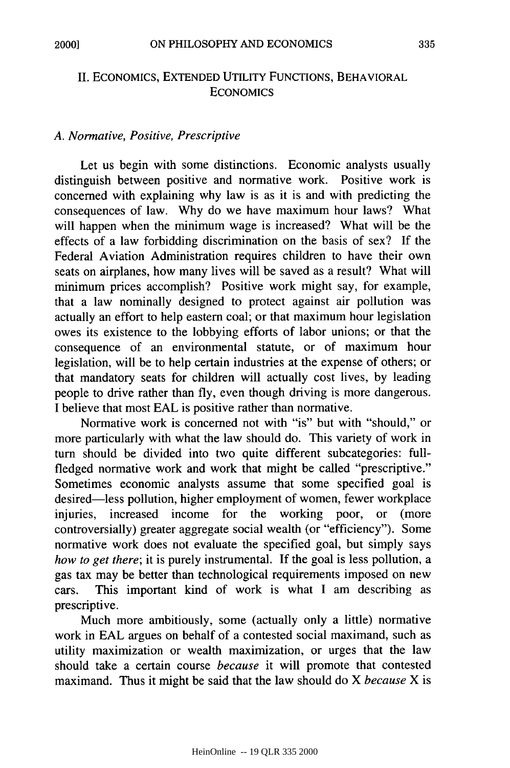## II. Economics, Extended Utility Functions, Behavioral Economics

### *A. Normative, Positive, Prescriptive*

Let us begin with some distinctions. Economic analysts usually distinguish between positive and normative work. Positive work is concerned with explaining why law is as it is and with predicting the consequences of law. Why do we have maximum hour laws? What will happen when the minimum wage is increased? What will be the effects of a law forbidding discrimination on the basis of sex? If the Federal Aviation Administration requires children to have their own seats on airplanes, how many lives will be saved as a result? What will minimum prices accomplish? Positive work might say, for example, that a law nominally designed to protect against air pollution was actually an effort to help eastern coal; or that maximum hour legislation owes its existence to the lobbying efforts of labor unions; or that the consequence of an environmental statute, or of maximum hour legislation, will be to help certain industries at the expense of others; or that mandatory seats for children will actually cost lives, by leading people to drive rather than fly, even though driving is more dangerous. I believe that most EAL is positive rather than normative.

Normative work is concerned not with "is" but with "should," or more particularly with what the law should do. This variety of work in turn should be divided into two quite different subcategories: full-fledged normative work and work that might be called "prescriptive." Sometimes economic analysts assume that some specified goal is desired—less pollution, higher employment of women, fewer workplace injuries, increased income for the working poor, or (more controversially) greater aggregate social wealth (or "efficiency"). Some normative work does not evaluate the specified goal, but simply says *how to get there*; it is purely instrumental. If the goal is less pollution, a gas tax may be better than technological requirements imposed on new cars. This important kind of work is what I am describing as prescriptive.

Much more ambitiously, some (actually only a little) normative work in EAL argues on behalf of a contested social maximand, such as utility maximization or wealth maximization, or urges that the law should take a certain course *because* it will promote that contested maximand. Thus it might be said that the law should do X *because* X is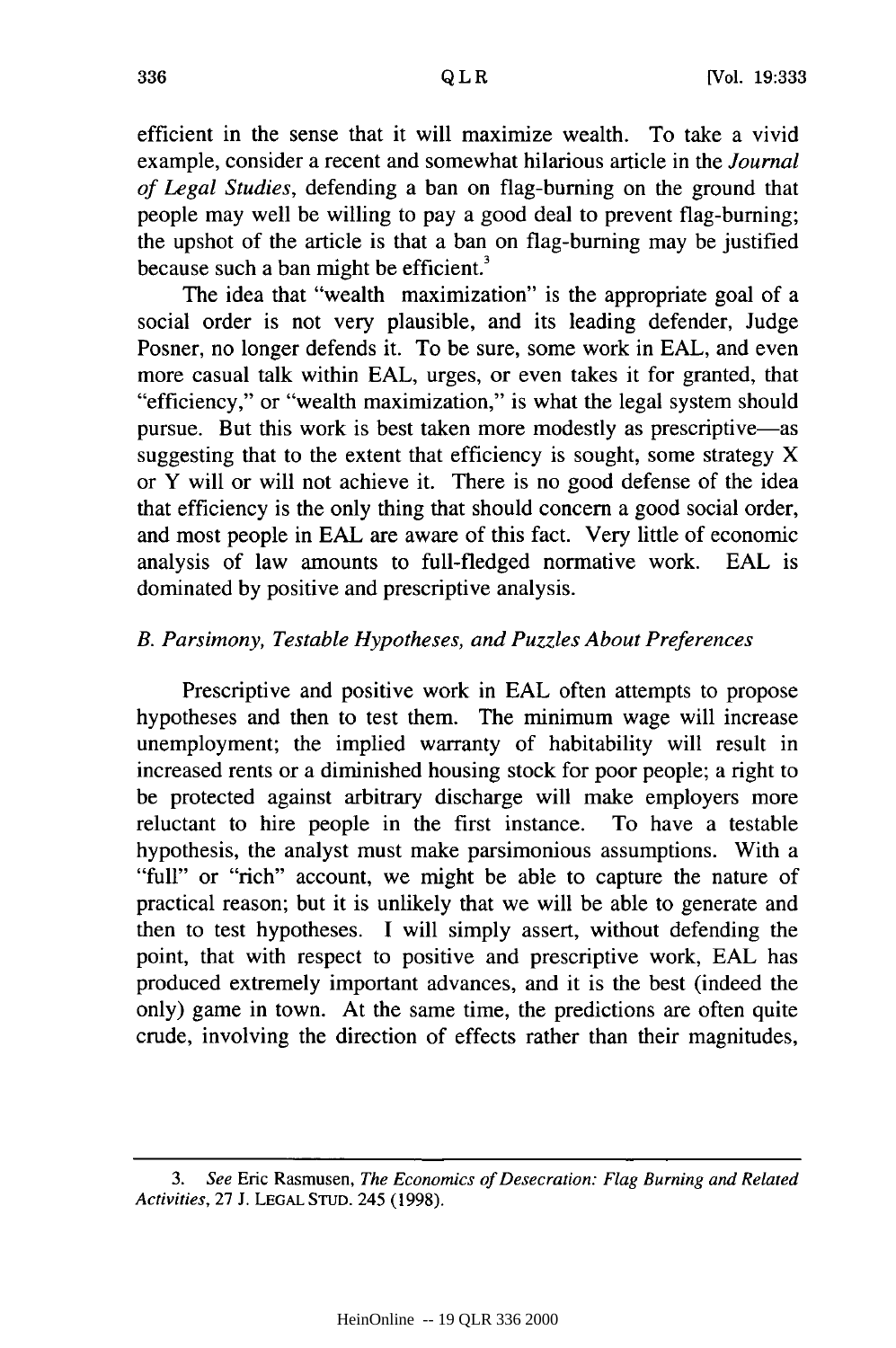efficient in the sense that it will maximize wealth. To take a vivid example, consider a recent and somewhat hilarious article in the *Journal of Legal Studies*, defending a ban on flag-burning on the ground that people may well be willing to pay a good deal to prevent flag-burning; the upshot of the article is that a ban on flag-burning may be justified because such a ban might be efficient.[3]

The idea that "wealth maximization" is the appropriate goal of a social order is not very plausible, and its leading defender, Judge Posner, no longer defends it. To be sure, some work in EAL, and even more casual talk within EAL, urges, or even takes it for granted, that "efficiency," or "wealth maximization," is what the legal system should pursue. But this work is best taken more modestly as prescriptive—as suggesting that to the extent that efficiency is sought, some strategy X or Y will or will not achieve it. There is no good defense of the idea that efficiency is the only thing that should concern a good social order, and most people in EAL are aware of this fact. Very little of economic analysis of law amounts to full-fledged normative work. EAL is dominated by positive and prescriptive analysis.

### *B. Parsimony, Testable Hypotheses, and Puzzles About Preferences*

Prescriptive and positive work in EAL often attempts to propose hypotheses and then to test them. The minimum wage will increase unemployment; the implied warranty of habitability will result in increased rents or a diminished housing stock for poor people; a right to be protected against arbitrary discharge will make employers more reluctant to hire people in the first instance. To have a testable hypothesis, the analyst must make parsimonious assumptions. With a "full" or "rich" account, we might be able to capture the nature of practical reason; but it is unlikely that we will be able to generate and then to test hypotheses. I will simply assert, without defending the point, that with respect to positive and prescriptive work, EAL has produced extremely important advances, and it is the best (indeed the only) game in town. At the same time, the predictions are often quite crude, involving the direction of effects rather than their magnitudes,

---

3. *See* Eric Rasmusen, *The Economics of Desecration: Flag Burning and Related Activities*, 27 J. LEGAL STUD. 245 (1998).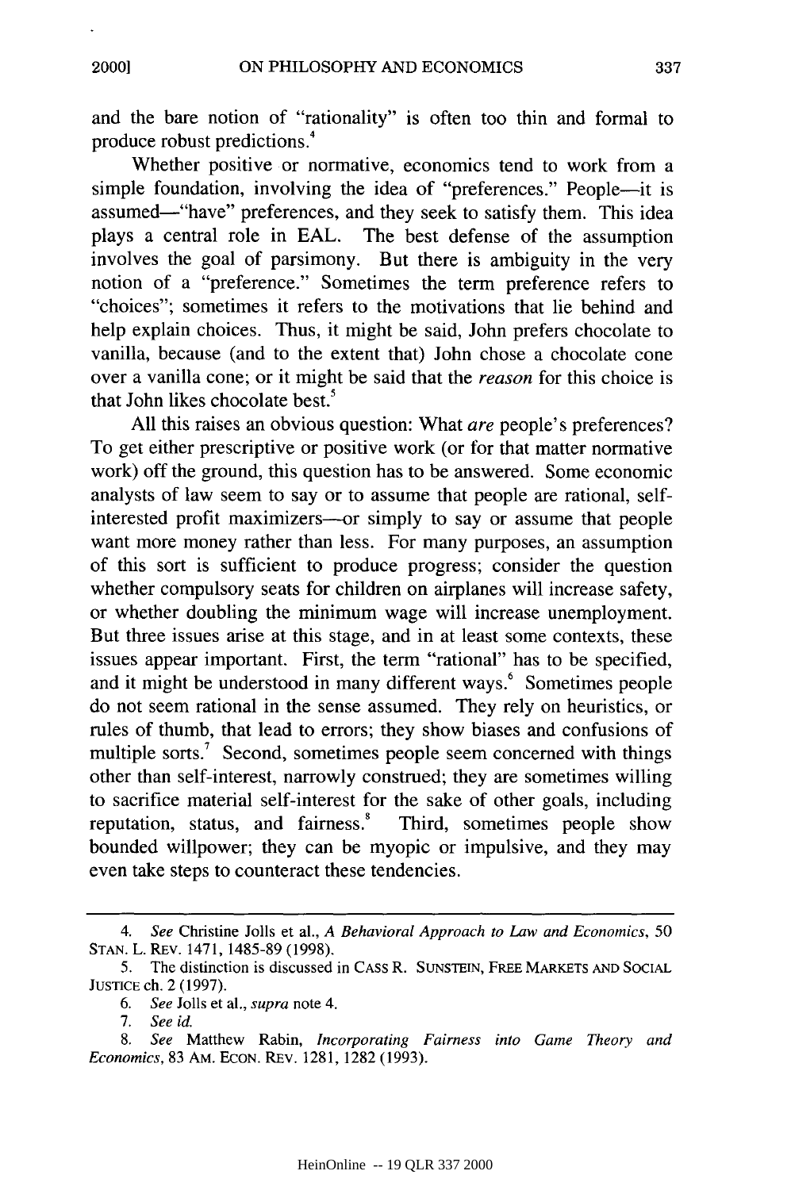and the bare notion of "rationality" is often too thin and formal to produce robust predictions.[4]

Whether positive or normative, economics tend to work from a simple foundation, involving the idea of "preferences." People—it is assumed—"have" preferences, and they seek to satisfy them. This idea plays a central role in EAL. The best defense of the assumption involves the goal of parsimony. But there is ambiguity in the very notion of a "preference." Sometimes the term preference refers to "choices"; sometimes it refers to the motivations that lie behind and help explain choices. Thus, it might be said, John prefers chocolate to vanilla, because (and to the extent that) John chose a chocolate cone over a vanilla cone; or it might be said that the *reason* for this choice is that John likes chocolate best.[5]

All this raises an obvious question: What *are* people's preferences? To get either prescriptive or positive work (or for that matter normative work) off the ground, this question has to be answered. Some economic analysts of law seem to say or to assume that people are rational, self-interested profit maximizers—or simply to say or assume that people want more money rather than less. For many purposes, an assumption of this sort is sufficient to produce progress; consider the question whether compulsory seats for children on airplanes will increase safety, or whether doubling the minimum wage will increase unemployment. But three issues arise at this stage, and in at least some contexts, these issues appear important. First, the term "rational" has to be specified, and it might be understood in many different ways.[6] Sometimes people do not seem rational in the sense assumed. They rely on heuristics, or rules of thumb, that lead to errors; they show biases and confusions of multiple sorts.[7] Second, sometimes people seem concerned with things other than self-interest, narrowly construed; they are sometimes willing to sacrifice material self-interest for the sake of other goals, including reputation, status, and fairness.[8] Third, sometimes people show bounded willpower; they can be myopic or impulsive, and they may even take steps to counteract these tendencies.

---

4. *See* Christine Jolls et al., *A Behavioral Approach to Law and Economics*, 50 STAN. L. REV. 1471, 1485-89 (1998).

5. The distinction is discussed in CASS R. SUNSTEIN, FREE MARKETS AND SOCIAL JUSTICE ch. 2 (1997).

6. *See* Jolls et al., *supra* note 4.

7. *See id.*

8. *See* Matthew Rabin, *Incorporating Fairness into Game Theory and Economics*, 83 AM. ECON. REV. 1281, 1282 (1993).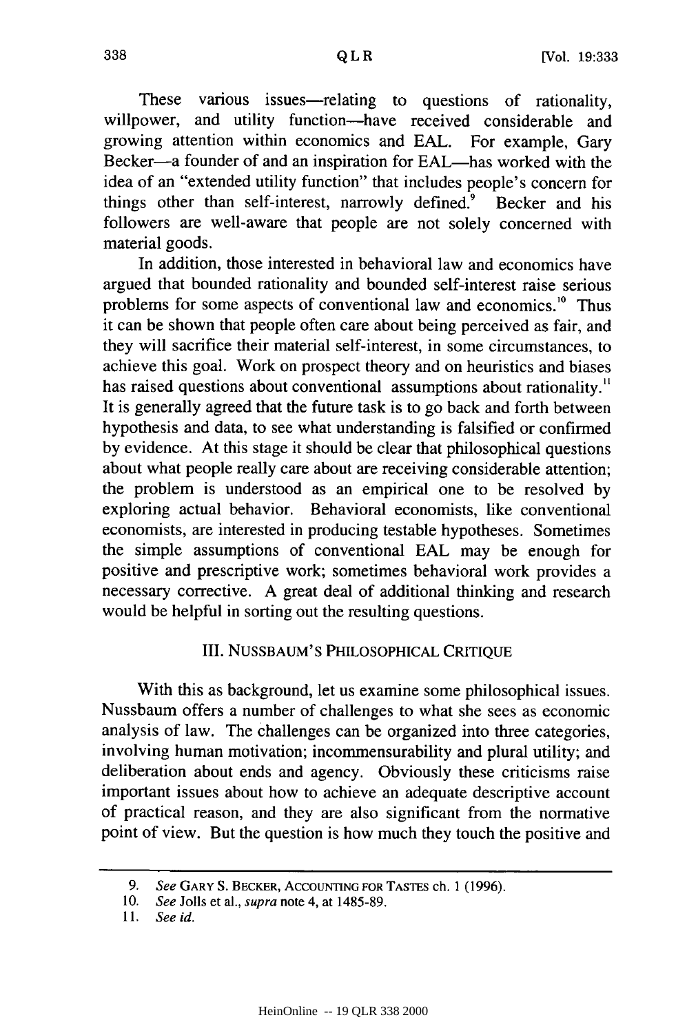These various issues—relating to questions of rationality, willpower, and utility function—have received considerable and growing attention within economics and EAL. For example, Gary Becker—a founder of and an inspiration for EAL—has worked with the idea of an "extended utility function" that includes people's concern for things other than self-interest, narrowly defined.[9] Becker and his followers are well-aware that people are not solely concerned with material goods.

In addition, those interested in behavioral law and economics have argued that bounded rationality and bounded self-interest raise serious problems for some aspects of conventional law and economics.[10] Thus it can be shown that people often care about being perceived as fair, and they will sacrifice their material self-interest, in some circumstances, to achieve this goal. Work on prospect theory and on heuristics and biases has raised questions about conventional assumptions about rationality.[11] It is generally agreed that the future task is to go back and forth between hypothesis and data, to see what understanding is falsified or confirmed by evidence. At this stage it should be clear that philosophical questions about what people really care about are receiving considerable attention; the problem is understood as an empirical one to be resolved by exploring actual behavior. Behavioral economists, like conventional economists, are interested in producing testable hypotheses. Sometimes the simple assumptions of conventional EAL may be enough for positive and prescriptive work; sometimes behavioral work provides a necessary corrective. A great deal of additional thinking and research would be helpful in sorting out the resulting questions.

## III. NUSSBAUM'S PHILOSOPHICAL CRITIQUE

With this as background, let us examine some philosophical issues. Nussbaum offers a number of challenges to what she sees as economic analysis of law. The challenges can be organized into three categories, involving human motivation; incommensurability and plural utility; and deliberation about ends and agency. Obviously these criticisms raise important issues about how to achieve an adequate descriptive account of practical reason, and they are also significant from the normative point of view. But the question is how much they touch the positive and

---

9. *See* GARY S. BECKER, ACCOUNTING FOR TASTES ch. 1 (1996).

10. *See* Jolls et al., *supra* note 4, at 1485-89.

11. *See id.*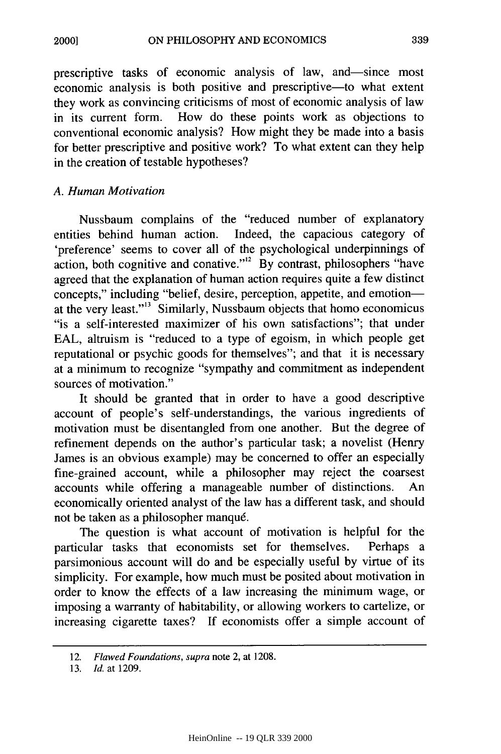prescriptive tasks of economic analysis of law, and—since most economic analysis is both positive and prescriptive—to what extent they work as convincing criticisms of most of economic analysis of law in its current form. How do these points work as objections to conventional economic analysis? How might they be made into a basis for better prescriptive and positive work? To what extent can they help in the creation of testable hypotheses?

### *A. Human Motivation*

Nussbaum complains of the "reduced number of explanatory entities behind human action. Indeed, the capacious category of 'preference' seems to cover all of the psychological underpinnings of action, both cognitive and conative."[12] By contrast, philosophers "have agreed that the explanation of human action requires quite a few distinct concepts," including "belief, desire, perception, appetite, and emotion—at the very least."[13] Similarly, Nussbaum objects that homo economicus "is a self-interested maximizer of his own satisfactions"; that under EAL, altruism is "reduced to a type of egoism, in which people get reputational or psychic goods for themselves"; and that it is necessary at a minimum to recognize "sympathy and commitment as independent sources of motivation."

It should be granted that in order to have a good descriptive account of people's self-understandings, the various ingredients of motivation must be disentangled from one another. But the degree of refinement depends on the author's particular task; a novelist (Henry James is an obvious example) may be concerned to offer an especially fine-grained account, while a philosopher may reject the coarsest accounts while offering a manageable number of distinctions. An economically oriented analyst of the law has a different task, and should not be taken as a philosopher manqué.

The question is what account of motivation is helpful for the particular tasks that economists set for themselves. Perhaps a parsimonious account will do and be especially useful by virtue of its simplicity. For example, how much must be posited about motivation in order to know the effects of a law increasing the minimum wage, or imposing a warranty of habitability, or allowing workers to cartelize, or increasing cigarette taxes? If economists offer a simple account of

---

12. *Flawed Foundations*, *supra* note 2, at 1208.

13. *Id.* at 1209.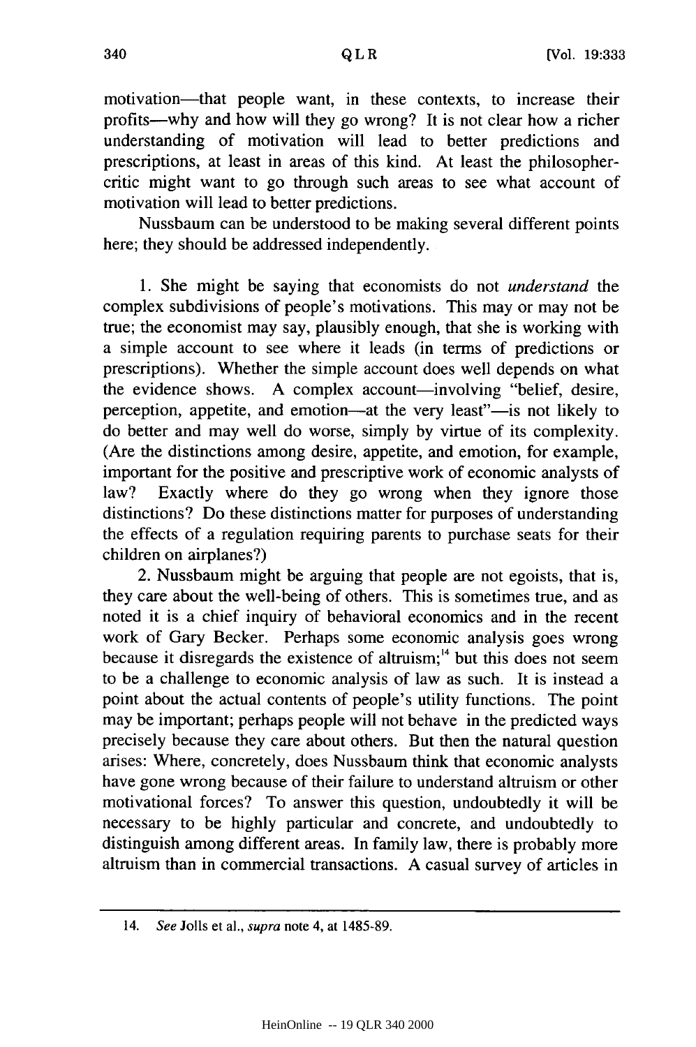motivation—that people want, in these contexts, to increase their profits—why and how will they go wrong? It is not clear how a richer understanding of motivation will lead to better predictions and prescriptions, at least in areas of this kind. At least the philosopher-critic might want to go through such areas to see what account of motivation will lead to better predictions.

Nussbaum can be understood to be making several different points here; they should be addressed independently.

1. She might be saying that economists do not *understand* the complex subdivisions of people's motivations. This may or may not be true; the economist may say, plausibly enough, that she is working with a simple account to see where it leads (in terms of predictions or prescriptions). Whether the simple account does well depends on what the evidence shows. A complex account—involving "belief, desire, perception, appetite, and emotion—at the very least"—is not likely to do better and may well do worse, simply by virtue of its complexity. (Are the distinctions among desire, appetite, and emotion, for example, important for the positive and prescriptive work of economic analysts of law? Exactly where do they go wrong when they ignore those distinctions? Do these distinctions matter for purposes of understanding the effects of a regulation requiring parents to purchase seats for their children on airplanes?)

2. Nussbaum might be arguing that people are not egoists, that is, they care about the well-being of others. This is sometimes true, and as noted it is a chief inquiry of behavioral economics and in the recent work of Gary Becker. Perhaps some economic analysis goes wrong because it disregards the existence of altruism;[14] but this does not seem to be a challenge to economic analysis of law as such. It is instead a point about the actual contents of people's utility functions. The point may be important; perhaps people will not behave in the predicted ways precisely because they care about others. But then the natural question arises: Where, concretely, does Nussbaum think that economic analysts have gone wrong because of their failure to understand altruism or other motivational forces? To answer this question, undoubtedly it will be necessary to be highly particular and concrete, and undoubtedly to distinguish among different areas. In family law, there is probably more altruism than in commercial transactions. A casual survey of articles in

---

14. *See* Jolls et al., *supra* note 4, at 1485-89.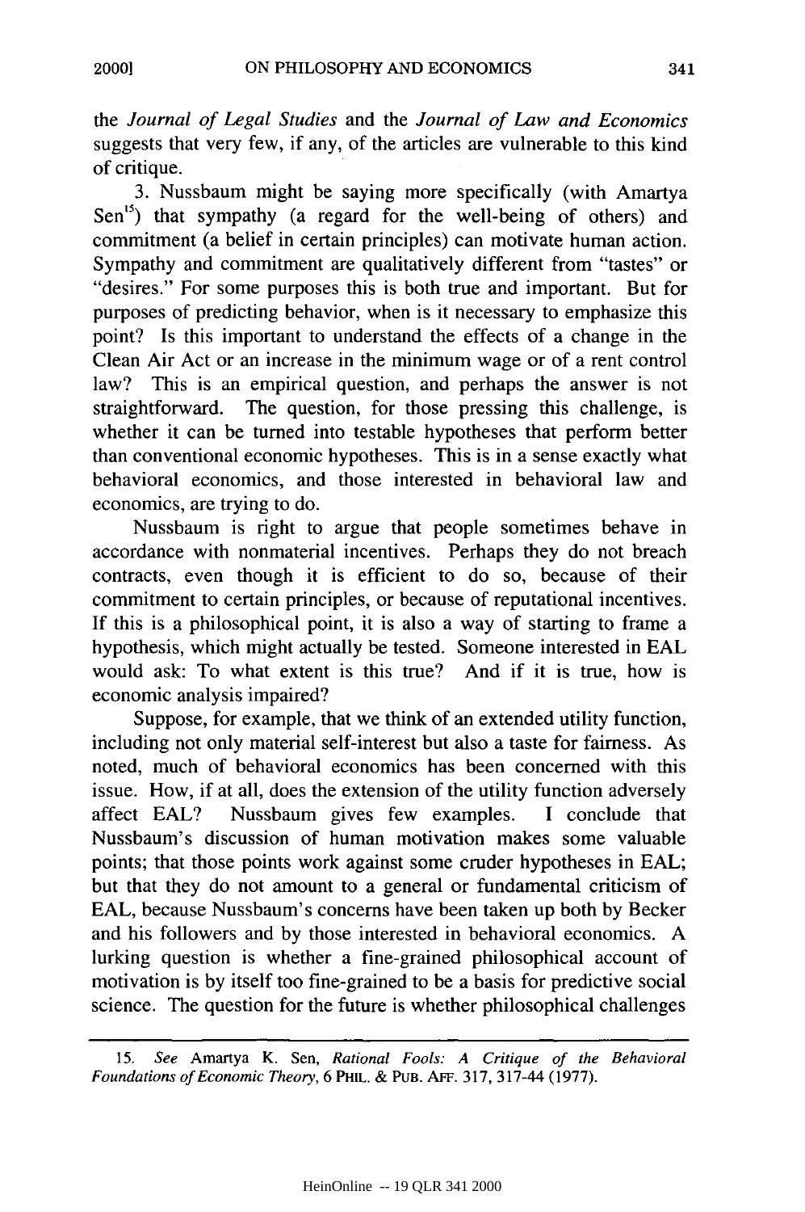the *Journal of Legal Studies* and the *Journal of Law and Economics* suggests that very few, if any, of the articles are vulnerable to this kind of critique.

3. Nussbaum might be saying more specifically (with Amartya Sen[15]) that sympathy (a regard for the well-being of others) and commitment (a belief in certain principles) can motivate human action. Sympathy and commitment are qualitatively different from "tastes" or "desires." For some purposes this is both true and important. But for purposes of predicting behavior, when is it necessary to emphasize this point? Is this important to understand the effects of a change in the Clean Air Act or an increase in the minimum wage or of a rent control law? This is an empirical question, and perhaps the answer is not straightforward. The question, for those pressing this challenge, is whether it can be turned into testable hypotheses that perform better than conventional economic hypotheses. This is in a sense exactly what behavioral economics, and those interested in behavioral law and economics, are trying to do.

Nussbaum is right to argue that people sometimes behave in accordance with nonmaterial incentives. Perhaps they do not breach contracts, even though it is efficient to do so, because of their commitment to certain principles, or because of reputational incentives. If this is a philosophical point, it is also a way of starting to frame a hypothesis, which might actually be tested. Someone interested in EAL would ask: To what extent is this true? And if it is true, how is economic analysis impaired?

Suppose, for example, that we think of an extended utility function, including not only material self-interest but also a taste for fairness. As noted, much of behavioral economics has been concerned with this issue. How, if at all, does the extension of the utility function adversely affect EAL? Nussbaum gives few examples. I conclude that Nussbaum's discussion of human motivation makes some valuable points; that those points work against some cruder hypotheses in EAL; but that they do not amount to a general or fundamental criticism of EAL, because Nussbaum's concerns have been taken up both by Becker and his followers and by those interested in behavioral economics. A lurking question is whether a fine-grained philosophical account of motivation is by itself too fine-grained to be a basis for predictive social science. The question for the future is whether philosophical challenges

---

15. *See* Amartya K. Sen, *Rational Fools: A Critique of the Behavioral Foundations of Economic Theory*, 6 PHIL. & PUB. AFF. 317, 317-44 (1977).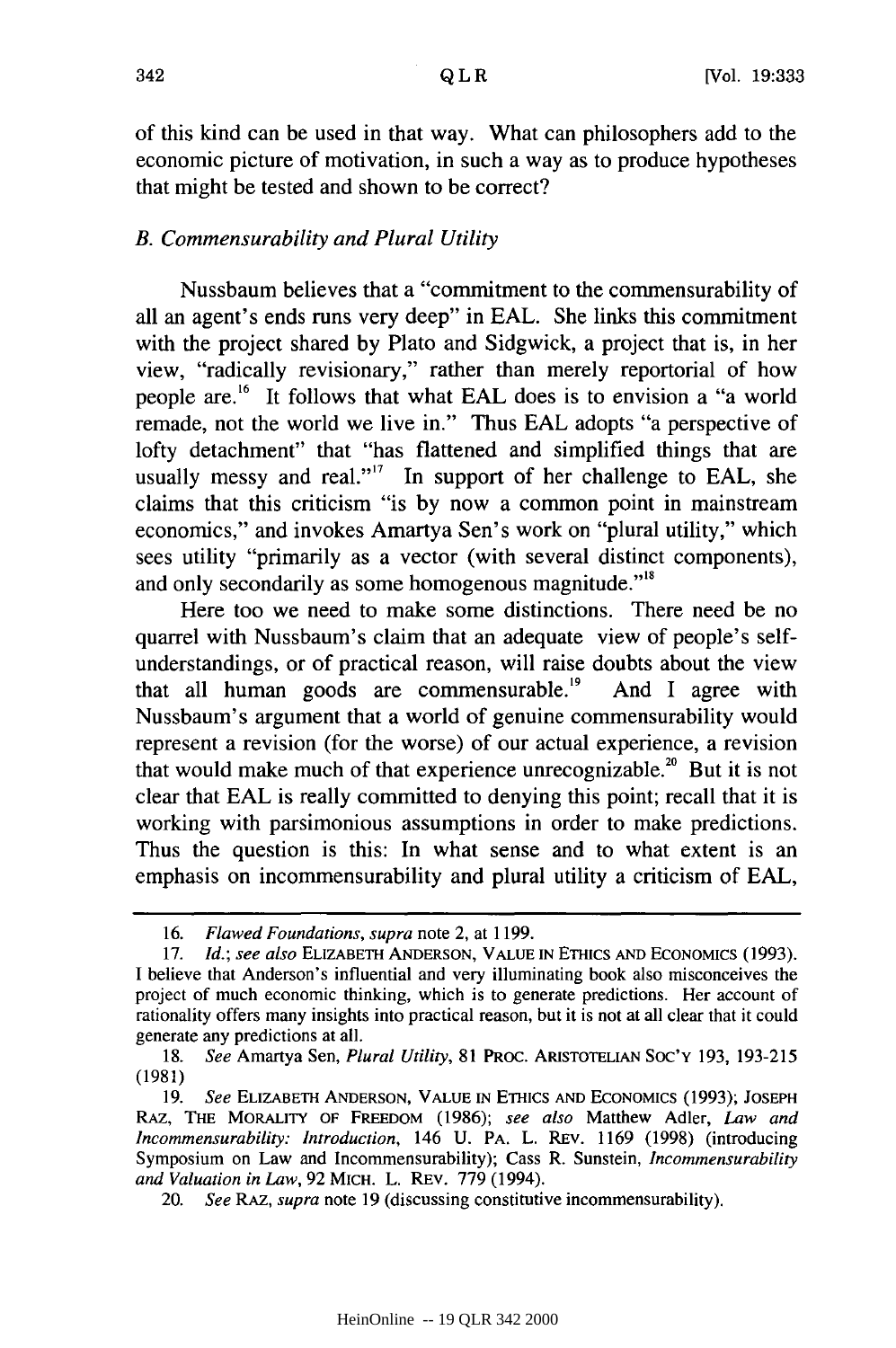of this kind can be used in that way. What can philosophers add to the economic picture of motivation, in such a way as to produce hypotheses that might be tested and shown to be correct?

### *B. Commensurability and Plural Utility*

Nussbaum believes that a "commitment to the commensurability of all an agent's ends runs very deep" in EAL. She links this commitment with the project shared by Plato and Sidgwick, a project that is, in her view, "radically revisionary," rather than merely reportorial of how people are.[16] It follows that what EAL does is to envision a "a world remade, not the world we live in." Thus EAL adopts "a perspective of lofty detachment" that "has flattened and simplified things that are usually messy and real."[17] In support of her challenge to EAL, she claims that this criticism "is by now a common point in mainstream economics," and invokes Amartya Sen's work on "plural utility," which sees utility "primarily as a vector (with several distinct components), and only secondarily as some homogenous magnitude."[18]

Here too we need to make some distinctions. There need be no quarrel with Nussbaum's claim that an adequate view of people's self-understandings, or of practical reason, will raise doubts about the view that all human goods are commensurable.[19] And I agree with Nussbaum's argument that a world of genuine commensurability would represent a revision (for the worse) of our actual experience, a revision that would make much of that experience unrecognizable.[20] But it is not clear that EAL is really committed to denying this point; recall that it is working with parsimonious assumptions in order to make predictions. Thus the question is this: In what sense and to what extent is an emphasis on incommensurability and plural utility a criticism of EAL,

---

16. *Flawed Foundations*, *supra* note 2, at 1199.

17. *Id.*; *see also* ELIZABETH ANDERSON, VALUE IN ETHICS AND ECONOMICS (1993). I believe that Anderson's influential and very illuminating book also misconceives the project of much economic thinking, which is to generate predictions. Her account of rationality offers many insights into practical reason, but it is not at all clear that it could generate any predictions at all.

18. *See* Amartya Sen, *Plural Utility*, 81 PROC. ARISTOTELIAN SOC'Y 193, 193-215 (1981)

19. *See* ELIZABETH ANDERSON, VALUE IN ETHICS AND ECONOMICS (1993); JOSEPH RAZ, THE MORALITY OF FREEDOM (1986); *see also* Matthew Adler, *Law and Incommensurability: Introduction*, 146 U. PA. L. REV. 1169 (1998) (introducing Symposium on Law and Incommensurability); Cass R. Sunstein, *Incommensurability and Valuation in Law*, 92 MICH. L. REV. 779 (1994).

20. *See* RAZ, *supra* note 19 (discussing constitutive incommensurability).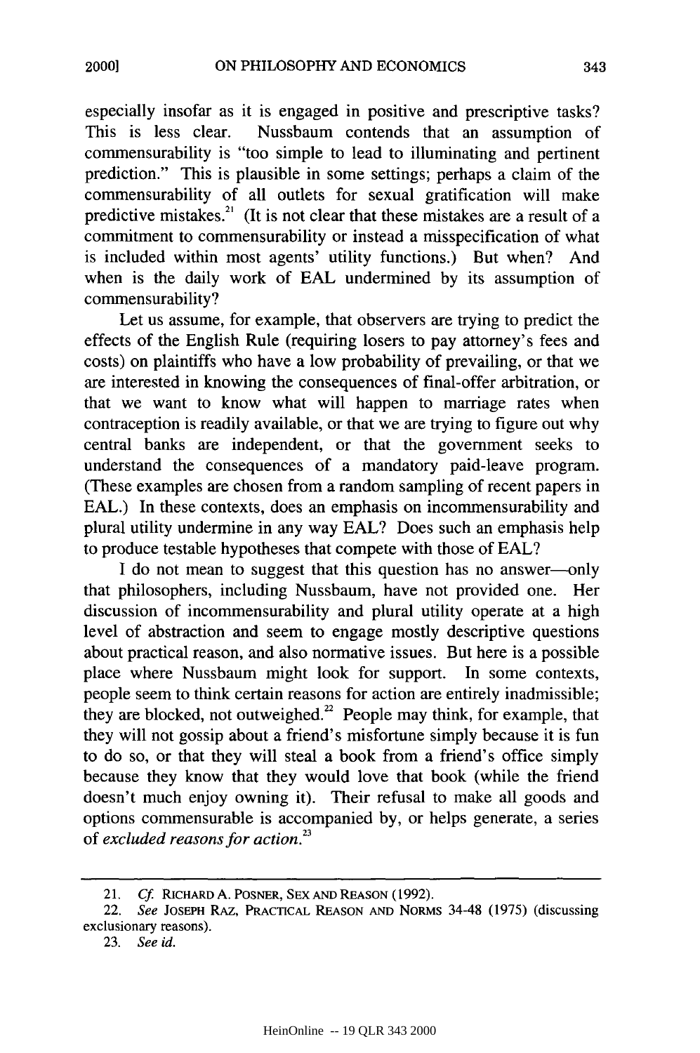especially insofar as it is engaged in positive and prescriptive tasks? This is less clear. Nussbaum contends that an assumption of commensurability is "too simple to lead to illuminating and pertinent prediction." This is plausible in some settings; perhaps a claim of the commensurability of all outlets for sexual gratification will make predictive mistakes.[21] (It is not clear that these mistakes are a result of a commitment to commensurability or instead a misspecification of what is included within most agents' utility functions.) But when? And when is the daily work of EAL undermined by its assumption of commensurability?

Let us assume, for example, that observers are trying to predict the effects of the English Rule (requiring losers to pay attorney's fees and costs) on plaintiffs who have a low probability of prevailing, or that we are interested in knowing the consequences of final-offer arbitration, or that we want to know what will happen to marriage rates when contraception is readily available, or that we are trying to figure out why central banks are independent, or that the government seeks to understand the consequences of a mandatory paid-leave program. (These examples are chosen from a random sampling of recent papers in EAL.) In these contexts, does an emphasis on incommensurability and plural utility undermine in any way EAL? Does such an emphasis help to produce testable hypotheses that compete with those of EAL?

I do not mean to suggest that this question has no answer—only that philosophers, including Nussbaum, have not provided one. Her discussion of incommensurability and plural utility operate at a high level of abstraction and seem to engage mostly descriptive questions about practical reason, and also normative issues. But here is a possible place where Nussbaum might look for support. In some contexts, people seem to think certain reasons for action are entirely inadmissible; they are blocked, not outweighed.[22] People may think, for example, that they will not gossip about a friend's misfortune simply because it is fun to do so, or that they will steal a book from a friend's office simply because they know that they would love that book (while the friend doesn't much enjoy owning it). Their refusal to make all goods and options commensurable is accompanied by, or helps generate, a series of *excluded reasons for action*.[23]

---

21. *Cf.* RICHARD A. POSNER, SEX AND REASON (1992).

22. *See* JOSEPH RAZ, PRACTICAL REASON AND NORMS 34-48 (1975) (discussing exclusionary reasons).

23. *See id.*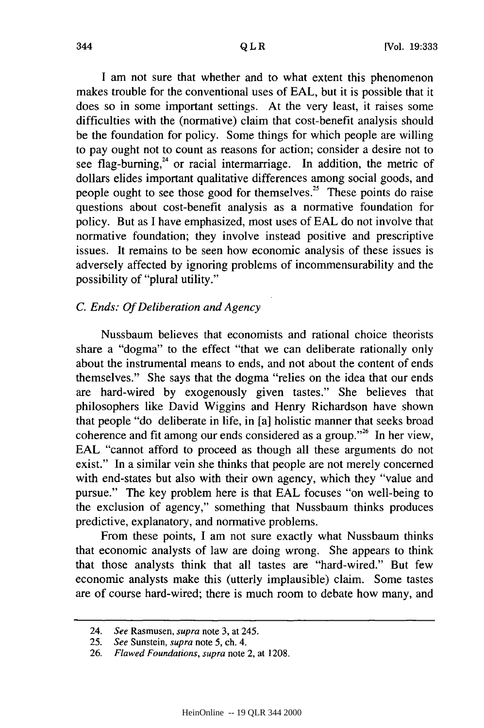I am not sure that whether and to what extent this phenomenon makes trouble for the conventional uses of EAL, but it is possible that it does so in some important settings. At the very least, it raises some difficulties with the (normative) claim that cost-benefit analysis should be the foundation for policy. Some things for which people are willing to pay ought not to count as reasons for action; consider a desire not to see flag-burning,[24] or racial intermarriage. In addition, the metric of dollars elides important qualitative differences among social goods, and people ought to see those good for themselves.[25] These points do raise questions about cost-benefit analysis as a normative foundation for policy. But as I have emphasized, most uses of EAL do not involve that normative foundation; they involve instead positive and prescriptive issues. It remains to be seen how economic analysis of these issues is adversely affected by ignoring problems of incommensurability and the possibility of "plural utility."

### *C. Ends: Of Deliberation and Agency*

Nussbaum believes that economists and rational choice theorists share a "dogma" to the effect "that we can deliberate rationally only about the instrumental means to ends, and not about the content of ends themselves." She says that the dogma "relies on the idea that our ends are hard-wired by exogenously given tastes." She believes that philosophers like David Wiggins and Henry Richardson have shown that people "do deliberate in life, in [a] holistic manner that seeks broad coherence and fit among our ends considered as a group."[26] In her view, EAL "cannot afford to proceed as though all these arguments do not exist." In a similar vein she thinks that people are not merely concerned with end-states but also with their own agency, which they "value and pursue." The key problem here is that EAL focuses "on well-being to the exclusion of agency," something that Nussbaum thinks produces predictive, explanatory, and normative problems.

From these points, I am not sure exactly what Nussbaum thinks that economic analysts of law are doing wrong. She appears to think that those analysts think that all tastes are "hard-wired." But few economic analysts make this (utterly implausible) claim. Some tastes are of course hard-wired; there is much room to debate how many, and

---

24. *See* Rasmusen, *supra* note 3, at 245.
25. *See* Sunstein, *supra* note 5, ch. 4.
26. *Flawed Foundations*, *supra* note 2, at 1208.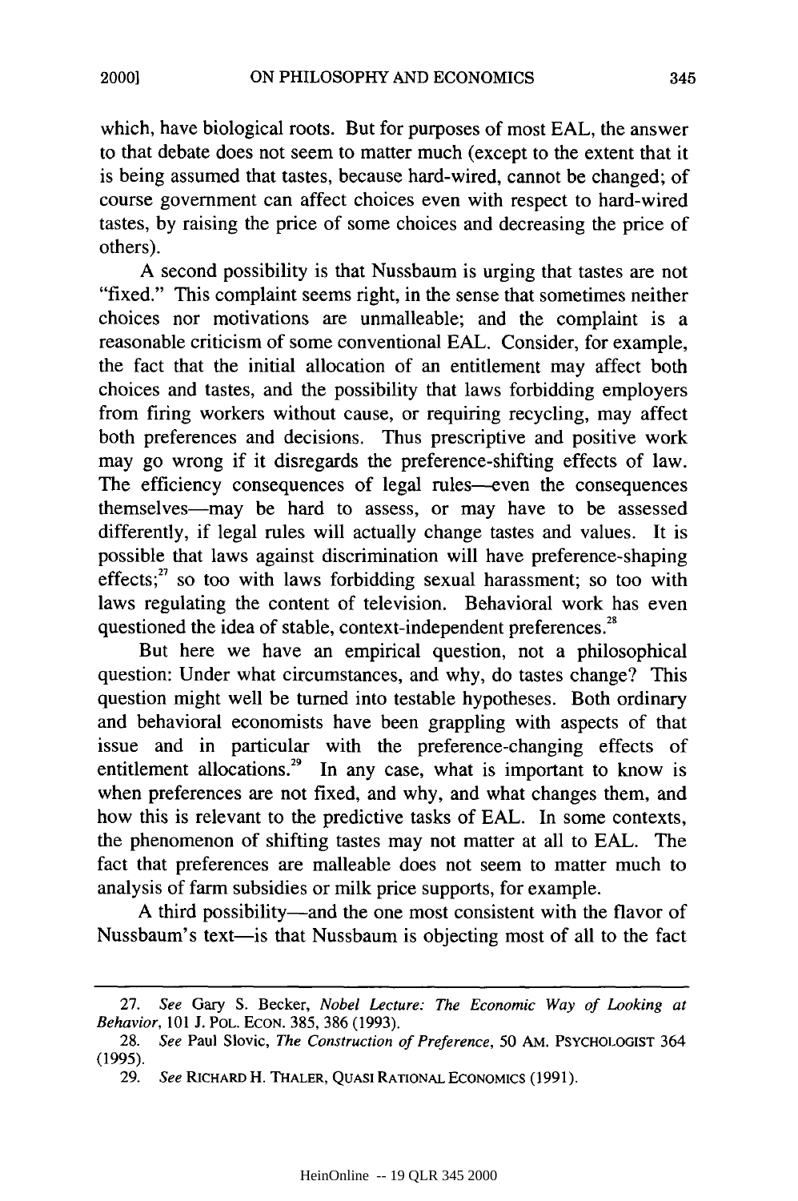which, have biological roots. But for purposes of most EAL, the answer to that debate does not seem to matter much (except to the extent that it is being assumed that tastes, because hard-wired, cannot be changed; of course government can affect choices even with respect to hard-wired tastes, by raising the price of some choices and decreasing the price of others).

A second possibility is that Nussbaum is urging that tastes are not "fixed." This complaint seems right, in the sense that sometimes neither choices nor motivations are unmalleable; and the complaint is a reasonable criticism of some conventional EAL. Consider, for example, the fact that the initial allocation of an entitlement may affect both choices and tastes, and the possibility that laws forbidding employers from firing workers without cause, or requiring recycling, may affect both preferences and decisions. Thus prescriptive and positive work may go wrong if it disregards the preference-shifting effects of law. The efficiency consequences of legal rules—even the consequences themselves—may be hard to assess, or may have to be assessed differently, if legal rules will actually change tastes and values. It is possible that laws against discrimination will have preference-shaping effects;[27] so too with laws forbidding sexual harassment; so too with laws regulating the content of television. Behavioral work has even questioned the idea of stable, context-independent preferences.[28]

But here we have an empirical question, not a philosophical question: Under what circumstances, and why, do tastes change? This question might well be turned into testable hypotheses. Both ordinary and behavioral economists have been grappling with aspects of that issue and in particular with the preference-changing effects of entitlement allocations.[29] In any case, what is important to know is when preferences are not fixed, and why, and what changes them, and how this is relevant to the predictive tasks of EAL. In some contexts, the phenomenon of shifting tastes may not matter at all to EAL. The fact that preferences are malleable does not seem to matter much to analysis of farm subsidies or milk price supports, for example.

A third possibility—and the one most consistent with the flavor of Nussbaum's text—is that Nussbaum is objecting most of all to the fact

---

27. *See* Gary S. Becker, *Nobel Lecture: The Economic Way of Looking at Behavior*, 101 J. POL. ECON. 385, 386 (1993).

28. *See* Paul Slovic, *The Construction of Preference*, 50 AM. PSYCHOLOGIST 364 (1995).

29. *See* RICHARD H. THALER, QUASI RATIONAL ECONOMICS (1991).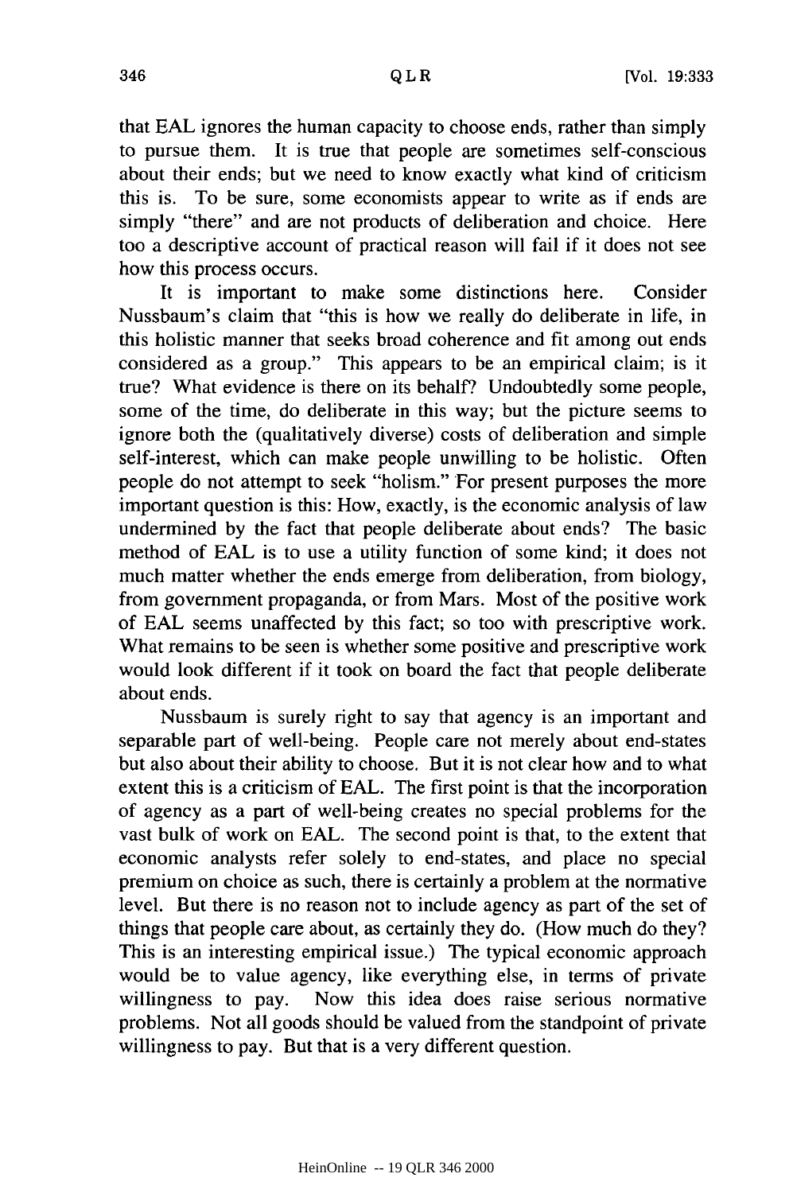that EAL ignores the human capacity to choose ends, rather than simply to pursue them. It is true that people are sometimes self-conscious about their ends; but we need to know exactly what kind of criticism this is. To be sure, some economists appear to write as if ends are simply "there" and are not products of deliberation and choice. Here too a descriptive account of practical reason will fail if it does not see how this process occurs.

It is important to make some distinctions here. Consider Nussbaum's claim that "this is how we really do deliberate in life, in this holistic manner that seeks broad coherence and fit among out ends considered as a group." This appears to be an empirical claim; is it true? What evidence is there on its behalf? Undoubtedly some people, some of the time, do deliberate in this way; but the picture seems to ignore both the (qualitatively diverse) costs of deliberation and simple self-interest, which can make people unwilling to be holistic. Often people do not attempt to seek "holism." For present purposes the more important question is this: How, exactly, is the economic analysis of law undermined by the fact that people deliberate about ends? The basic method of EAL is to use a utility function of some kind; it does not much matter whether the ends emerge from deliberation, from biology, from government propaganda, or from Mars. Most of the positive work of EAL seems unaffected by this fact; so too with prescriptive work. What remains to be seen is whether some positive and prescriptive work would look different if it took on board the fact that people deliberate about ends.

Nussbaum is surely right to say that agency is an important and separable part of well-being. People care not merely about end-states but also about their ability to choose. But it is not clear how and to what extent this is a criticism of EAL. The first point is that the incorporation of agency as a part of well-being creates no special problems for the vast bulk of work on EAL. The second point is that, to the extent that economic analysts refer solely to end-states, and place no special premium on choice as such, there is certainly a problem at the normative level. But there is no reason not to include agency as part of the set of things that people care about, as certainly they do. (How much do they? This is an interesting empirical issue.) The typical economic approach would be to value agency, like everything else, in terms of private willingness to pay. Now this idea does raise serious normative problems. Not all goods should be valued from the standpoint of private willingness to pay. But that is a very different question.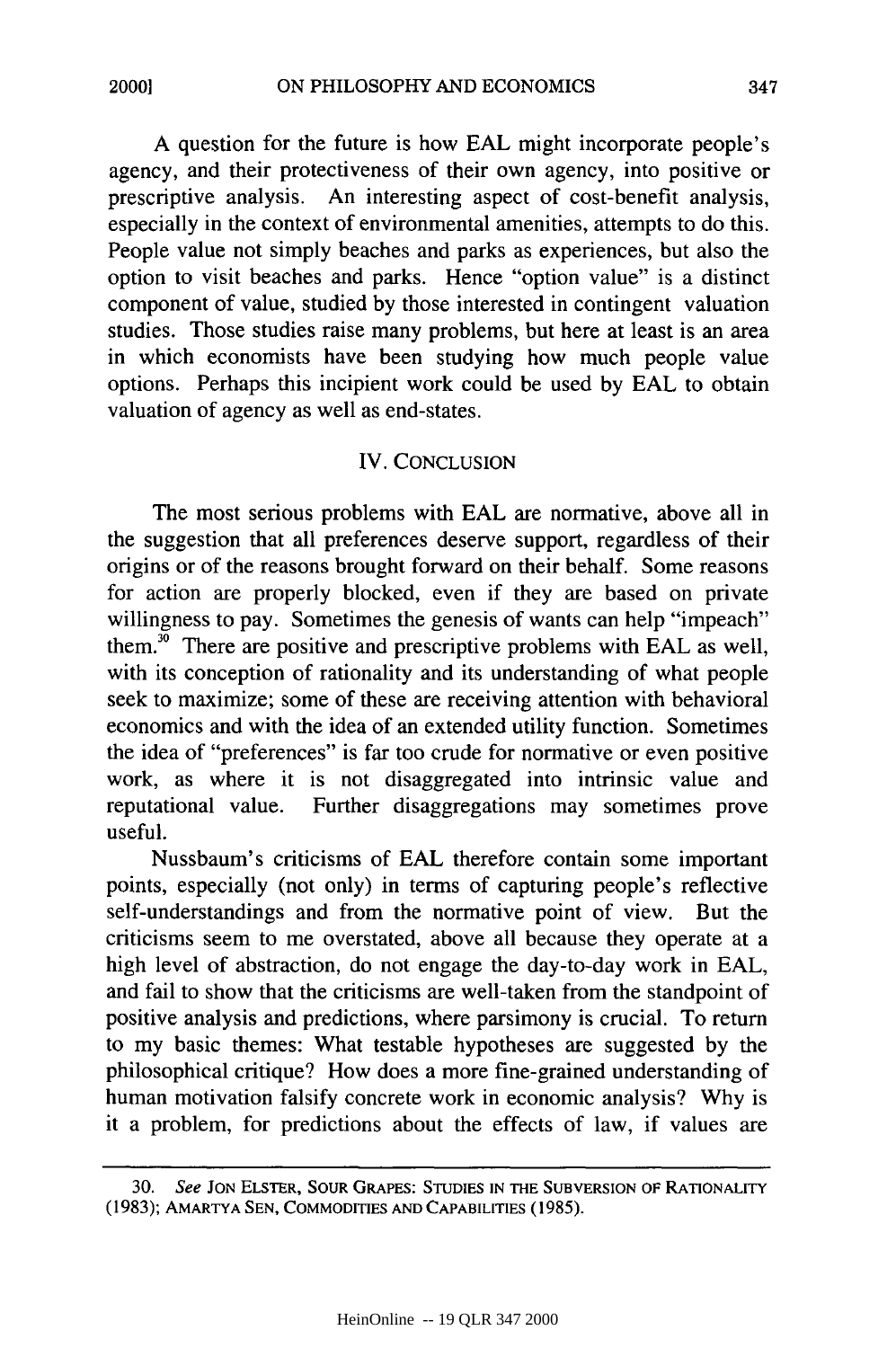A question for the future is how EAL might incorporate people's agency, and their protectiveness of their own agency, into positive or prescriptive analysis. An interesting aspect of cost-benefit analysis, especially in the context of environmental amenities, attempts to do this. People value not simply beaches and parks as experiences, but also the option to visit beaches and parks. Hence "option value" is a distinct component of value, studied by those interested in contingent valuation studies. Those studies raise many problems, but here at least is an area in which economists have been studying how much people value options. Perhaps this incipient work could be used by EAL to obtain valuation of agency as well as end-states.

## IV. CONCLUSION

The most serious problems with EAL are normative, above all in the suggestion that all preferences deserve support, regardless of their origins or of the reasons brought forward on their behalf. Some reasons for action are properly blocked, even if they are based on private willingness to pay. Sometimes the genesis of wants can help "impeach" them.[30] There are positive and prescriptive problems with EAL as well, with its conception of rationality and its understanding of what people seek to maximize; some of these are receiving attention with behavioral economics and with the idea of an extended utility function. Sometimes the idea of "preferences" is far too crude for normative or even positive work, as where it is not disaggregated into intrinsic value and reputational value. Further disaggregations may sometimes prove useful.

Nussbaum's criticisms of EAL therefore contain some important points, especially (not only) in terms of capturing people's reflective self-understandings and from the normative point of view. But the criticisms seem to me overstated, above all because they operate at a high level of abstraction, do not engage the day-to-day work in EAL, and fail to show that the criticisms are well-taken from the standpoint of positive analysis and predictions, where parsimony is crucial. To return to my basic themes: What testable hypotheses are suggested by the philosophical critique? How does a more fine-grained understanding of human motivation falsify concrete work in economic analysis? Why is it a problem, for predictions about the effects of law, if values are

---

30. *See* JON ELSTER, SOUR GRAPES: STUDIES IN THE SUBVERSION OF RATIONALITY (1983); AMARTYA SEN, COMMODITIES AND CAPABILITIES (1985).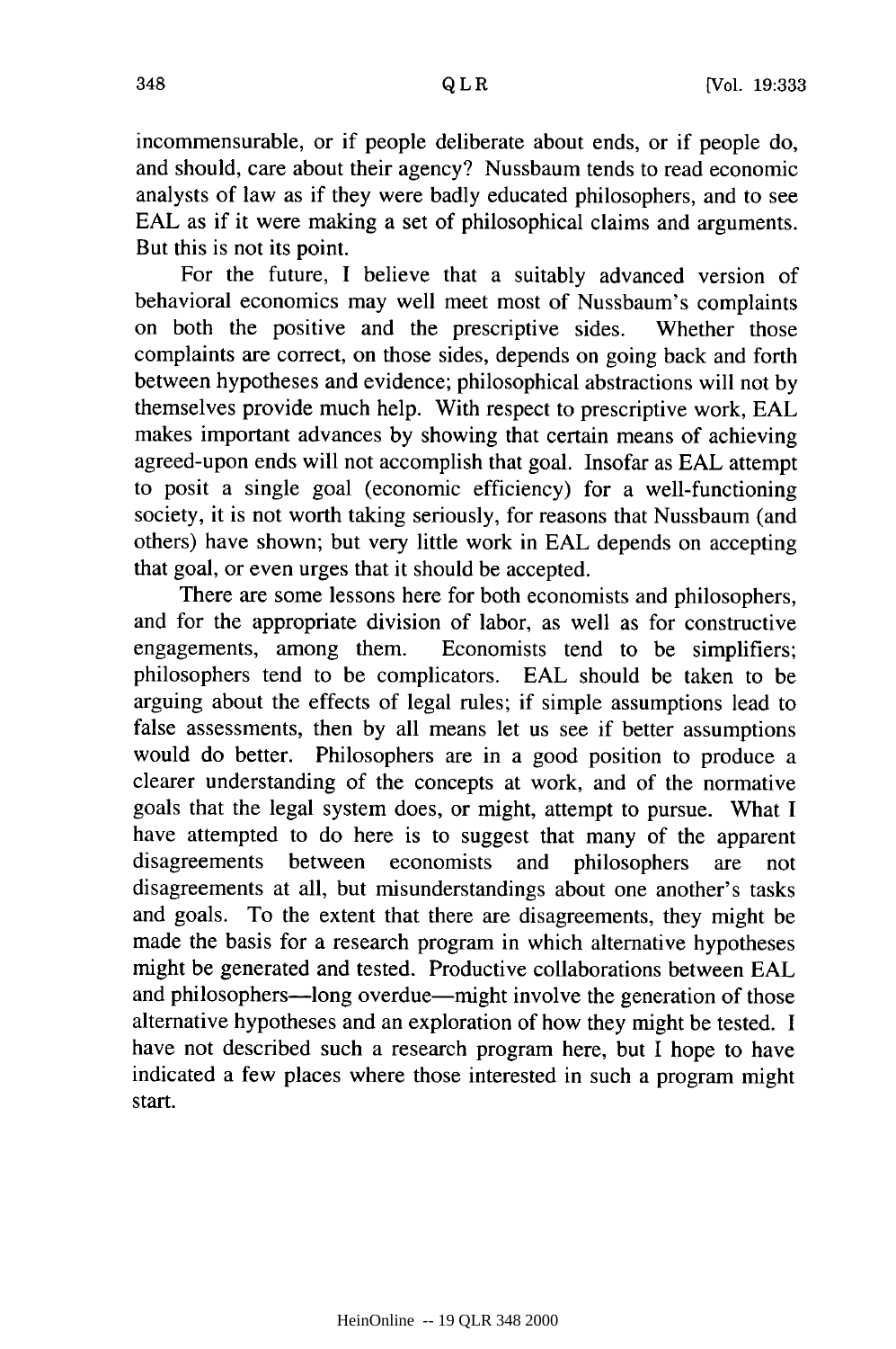incommensurable, or if people deliberate about ends, or if people do, and should, care about their agency? Nussbaum tends to read economic analysts of law as if they were badly educated philosophers, and to see EAL as if it were making a set of philosophical claims and arguments. But this is not its point.

For the future, I believe that a suitably advanced version of behavioral economics may well meet most of Nussbaum's complaints on both the positive and the prescriptive sides. Whether those complaints are correct, on those sides, depends on going back and forth between hypotheses and evidence; philosophical abstractions will not by themselves provide much help. With respect to prescriptive work, EAL makes important advances by showing that certain means of achieving agreed-upon ends will not accomplish that goal. Insofar as EAL attempt to posit a single goal (economic efficiency) for a well-functioning society, it is not worth taking seriously, for reasons that Nussbaum (and others) have shown; but very little work in EAL depends on accepting that goal, or even urges that it should be accepted.

There are some lessons here for both economists and philosophers, and for the appropriate division of labor, as well as for constructive engagements, among them. Economists tend to be simplifiers; philosophers tend to be complicators. EAL should be taken to be arguing about the effects of legal rules; if simple assumptions lead to false assessments, then by all means let us see if better assumptions would do better. Philosophers are in a good position to produce a clearer understanding of the concepts at work, and of the normative goals that the legal system does, or might, attempt to pursue. What I have attempted to do here is to suggest that many of the apparent disagreements between economists and philosophers are not disagreements at all, but misunderstandings about one another's tasks and goals. To the extent that there are disagreements, they might be made the basis for a research program in which alternative hypotheses might be generated and tested. Productive collaborations between EAL and philosophers—long overdue—might involve the generation of those alternative hypotheses and an exploration of how they might be tested. I have not described such a research program here, but I hope to have indicated a few places where those interested in such a program might start.